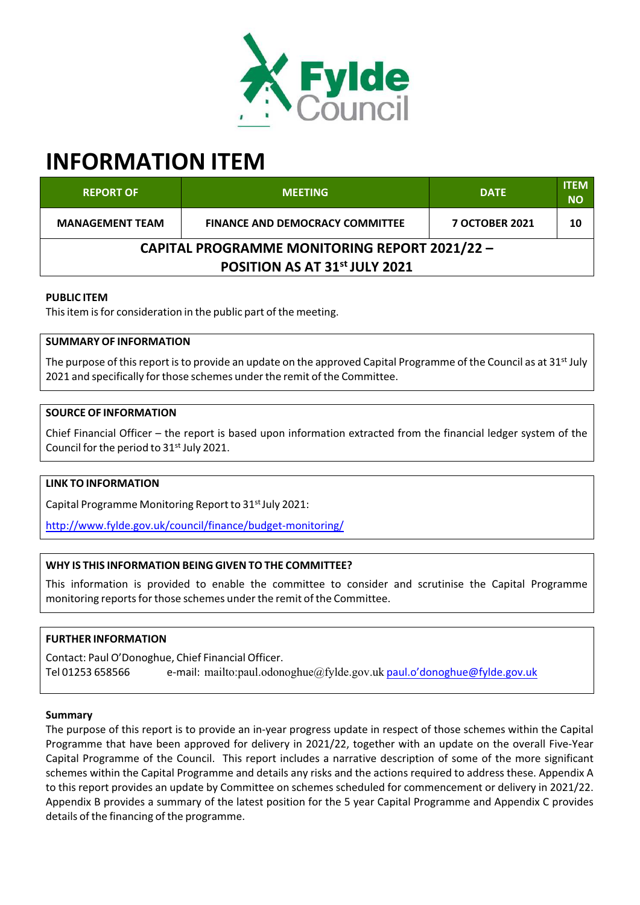# INFORMATION ITEM

| REPORT OF | MEETING | DATE | ITEM NO |
|---|---|---|---|
| MANAGEMENT TEAM | FINANCE AND DEMOCRACY COMMITTEE | 7 OCTOBER 2021 | 10 |
| CAPITAL PROGRAMME MONITORING REPORT 2021/22 – POSITION AS AT 31st JULY 2021 | | | |

**PUBLIC ITEM**

This item is for consideration in the public part of the meeting.

**SUMMARY OF INFORMATION**

The purpose of this report is to provide an update on the approved Capital Programme of the Council as at 31st July 2021 and specifically for those schemes under the remit of the Committee.

**SOURCE OF INFORMATION**

Chief Financial Officer – the report is based upon information extracted from the financial ledger system of the Council for the period to 31st July 2021.

**LINK TO INFORMATION**

Capital Programme Monitoring Report to 31st July 2021:

http://www.fylde.gov.uk/council/finance/budget-monitoring/

**WHY IS THIS INFORMATION BEING GIVEN TO THE COMMITTEE?**

This information is provided to enable the committee to consider and scrutinise the Capital Programme monitoring reports for those schemes under the remit of the Committee.

**FURTHER INFORMATION**

Contact: Paul O'Donoghue, Chief Financial Officer.

Tel 01253 658566 e-mail: mailto:paul.odonoghue@fylde.gov.uk paul.o'donoghue@fylde.gov.uk

**Summary**

The purpose of this report is to provide an in-year progress update in respect of those schemes within the Capital Programme that have been approved for delivery in 2021/22, together with an update on the overall Five-Year Capital Programme of the Council. This report includes a narrative description of some of the more significant schemes within the Capital Programme and details any risks and the actions required to address these. Appendix A to this report provides an update by Committee on schemes scheduled for commencement or delivery in 2021/22. Appendix B provides a summary of the latest position for the 5 year Capital Programme and Appendix C provides details of the financing of the programme.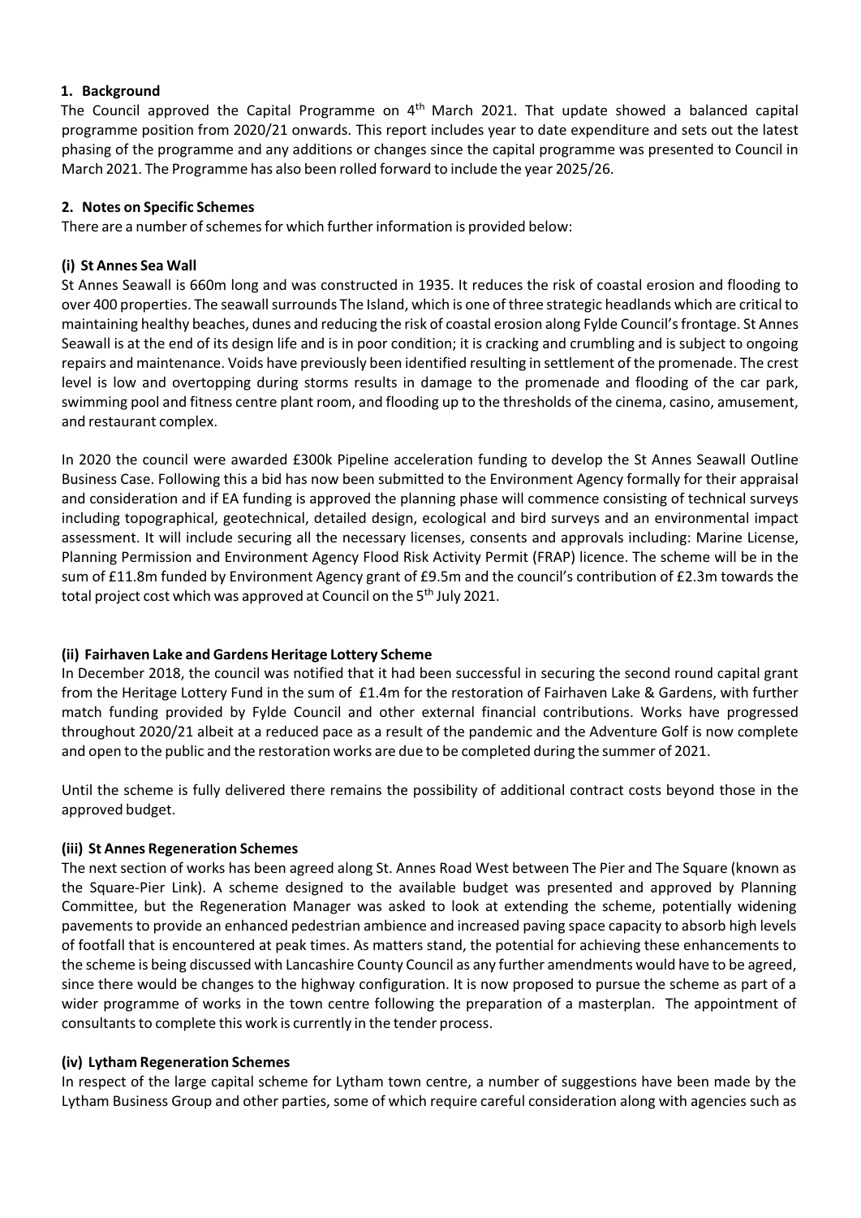## 1. Background

The Council approved the Capital Programme on 4th March 2021. That update showed a balanced capital programme position from 2020/21 onwards. This report includes year to date expenditure and sets out the latest phasing of the programme and any additions or changes since the capital programme was presented to Council in March 2021. The Programme has also been rolled forward to include the year 2025/26.

## 2. Notes on Specific Schemes

There are a number of schemes for which further information is provided below:

### (i) St Annes Sea Wall

St Annes Seawall is 660m long and was constructed in 1935. It reduces the risk of coastal erosion and flooding to over 400 properties. The seawall surrounds The Island, which is one of three strategic headlands which are critical to maintaining healthy beaches, dunes and reducing the risk of coastal erosion along Fylde Council's frontage. St Annes Seawall is at the end of its design life and is in poor condition; it is cracking and crumbling and is subject to ongoing repairs and maintenance. Voids have previously been identified resulting in settlement of the promenade. The crest level is low and overtopping during storms results in damage to the promenade and flooding of the car park, swimming pool and fitness centre plant room, and flooding up to the thresholds of the cinema, casino, amusement, and restaurant complex.

In 2020 the council were awarded £300k Pipeline acceleration funding to develop the St Annes Seawall Outline Business Case. Following this a bid has now been submitted to the Environment Agency formally for their appraisal and consideration and if EA funding is approved the planning phase will commence consisting of technical surveys including topographical, geotechnical, detailed design, ecological and bird surveys and an environmental impact assessment. It will include securing all the necessary licenses, consents and approvals including: Marine License, Planning Permission and Environment Agency Flood Risk Activity Permit (FRAP) licence. The scheme will be in the sum of £11.8m funded by Environment Agency grant of £9.5m and the council's contribution of £2.3m towards the total project cost which was approved at Council on the 5th July 2021.

### (ii) Fairhaven Lake and Gardens Heritage Lottery Scheme

In December 2018, the council was notified that it had been successful in securing the second round capital grant from the Heritage Lottery Fund in the sum of £1.4m for the restoration of Fairhaven Lake & Gardens, with further match funding provided by Fylde Council and other external financial contributions. Works have progressed throughout 2020/21 albeit at a reduced pace as a result of the pandemic and the Adventure Golf is now complete and open to the public and the restoration works are due to be completed during the summer of 2021.

Until the scheme is fully delivered there remains the possibility of additional contract costs beyond those in the approved budget.

### (iii) St Annes Regeneration Schemes

The next section of works has been agreed along St. Annes Road West between The Pier and The Square (known as the Square-Pier Link). A scheme designed to the available budget was presented and approved by Planning Committee, but the Regeneration Manager was asked to look at extending the scheme, potentially widening pavements to provide an enhanced pedestrian ambience and increased paving space capacity to absorb high levels of footfall that is encountered at peak times. As matters stand, the potential for achieving these enhancements to the scheme is being discussed with Lancashire County Council as any further amendments would have to be agreed, since there would be changes to the highway configuration. It is now proposed to pursue the scheme as part of a wider programme of works in the town centre following the preparation of a masterplan. The appointment of consultants to complete this work is currently in the tender process.

### (iv) Lytham Regeneration Schemes

In respect of the large capital scheme for Lytham town centre, a number of suggestions have been made by the Lytham Business Group and other parties, some of which require careful consideration along with agencies such as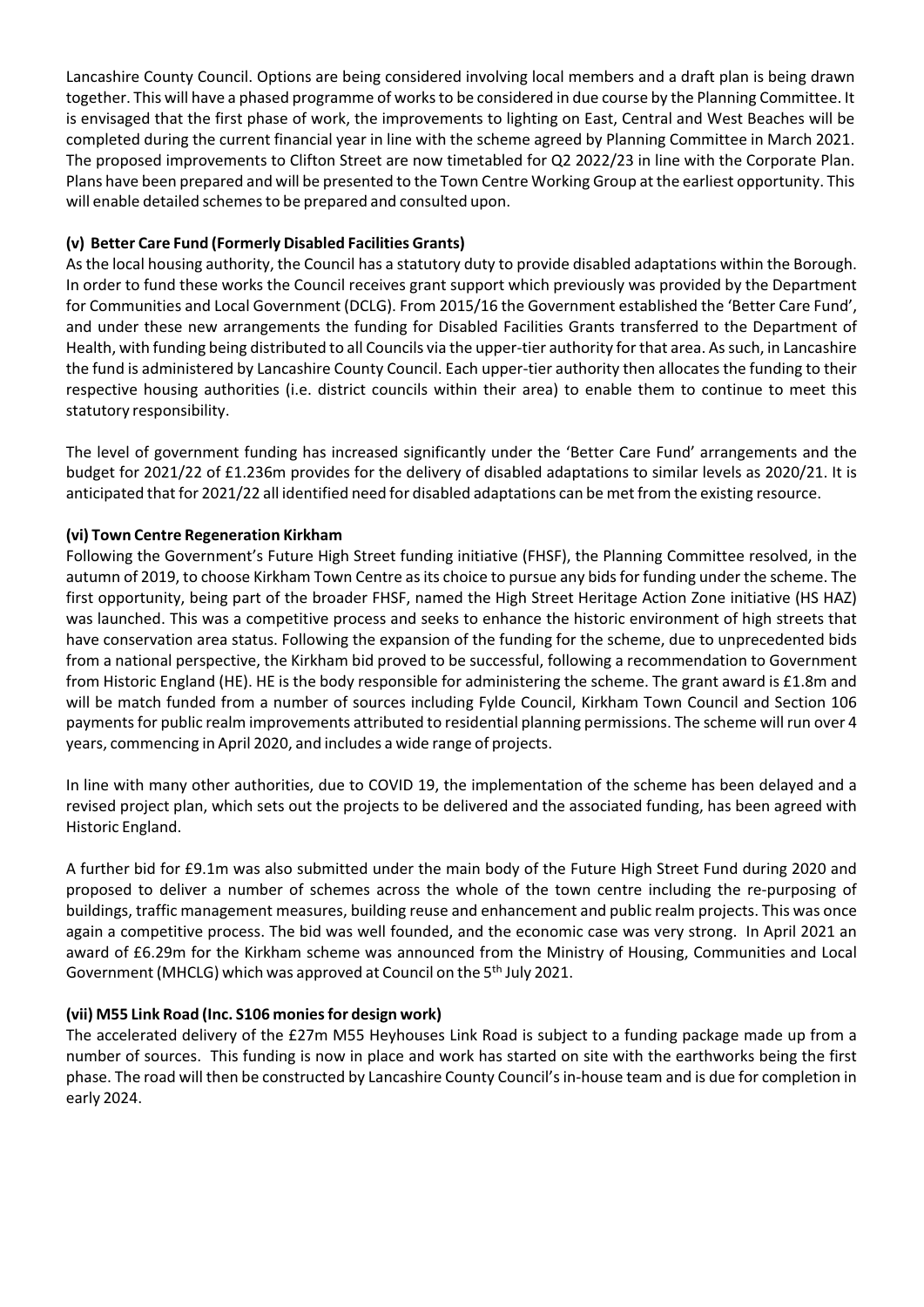Lancashire County Council. Options are being considered involving local members and a draft plan is being drawn together. This will have a phased programme of works to be considered in due course by the Planning Committee. It is envisaged that the first phase of work, the improvements to lighting on East, Central and West Beaches will be completed during the current financial year in line with the scheme agreed by Planning Committee in March 2021. The proposed improvements to Clifton Street are now timetabled for Q2 2022/23 in line with the Corporate Plan. Plans have been prepared and will be presented to the Town Centre Working Group at the earliest opportunity. This will enable detailed schemes to be prepared and consulted upon.

**(v) Better Care Fund (Formerly Disabled Facilities Grants)**

As the local housing authority, the Council has a statutory duty to provide disabled adaptations within the Borough. In order to fund these works the Council receives grant support which previously was provided by the Department for Communities and Local Government (DCLG). From 2015/16 the Government established the 'Better Care Fund', and under these new arrangements the funding for Disabled Facilities Grants transferred to the Department of Health, with funding being distributed to all Councils via the upper-tier authority for that area. As such, in Lancashire the fund is administered by Lancashire County Council. Each upper-tier authority then allocates the funding to their respective housing authorities (i.e. district councils within their area) to enable them to continue to meet this statutory responsibility.

The level of government funding has increased significantly under the 'Better Care Fund' arrangements and the budget for 2021/22 of £1.236m provides for the delivery of disabled adaptations to similar levels as 2020/21. It is anticipated that for 2021/22 all identified need for disabled adaptations can be met from the existing resource.

**(vi) Town Centre Regeneration Kirkham**

Following the Government's Future High Street funding initiative (FHSF), the Planning Committee resolved, in the autumn of 2019, to choose Kirkham Town Centre as its choice to pursue any bids for funding under the scheme. The first opportunity, being part of the broader FHSF, named the High Street Heritage Action Zone initiative (HS HAZ) was launched. This was a competitive process and seeks to enhance the historic environment of high streets that have conservation area status. Following the expansion of the funding for the scheme, due to unprecedented bids from a national perspective, the Kirkham bid proved to be successful, following a recommendation to Government from Historic England (HE). HE is the body responsible for administering the scheme. The grant award is £1.8m and will be match funded from a number of sources including Fylde Council, Kirkham Town Council and Section 106 payments for public realm improvements attributed to residential planning permissions. The scheme will run over 4 years, commencing in April 2020, and includes a wide range of projects.

In line with many other authorities, due to COVID 19, the implementation of the scheme has been delayed and a revised project plan, which sets out the projects to be delivered and the associated funding, has been agreed with Historic England.

A further bid for £9.1m was also submitted under the main body of the Future High Street Fund during 2020 and proposed to deliver a number of schemes across the whole of the town centre including the re-purposing of buildings, traffic management measures, building reuse and enhancement and public realm projects. This was once again a competitive process. The bid was well founded, and the economic case was very strong. In April 2021 an award of £6.29m for the Kirkham scheme was announced from the Ministry of Housing, Communities and Local Government (MHCLG) which was approved at Council on the 5th July 2021.

**(vii) M55 Link Road (Inc. S106 monies for design work)**

The accelerated delivery of the £27m M55 Heyhouses Link Road is subject to a funding package made up from a number of sources. This funding is now in place and work has started on site with the earthworks being the first phase. The road will then be constructed by Lancashire County Council's in-house team and is due for completion in early 2024.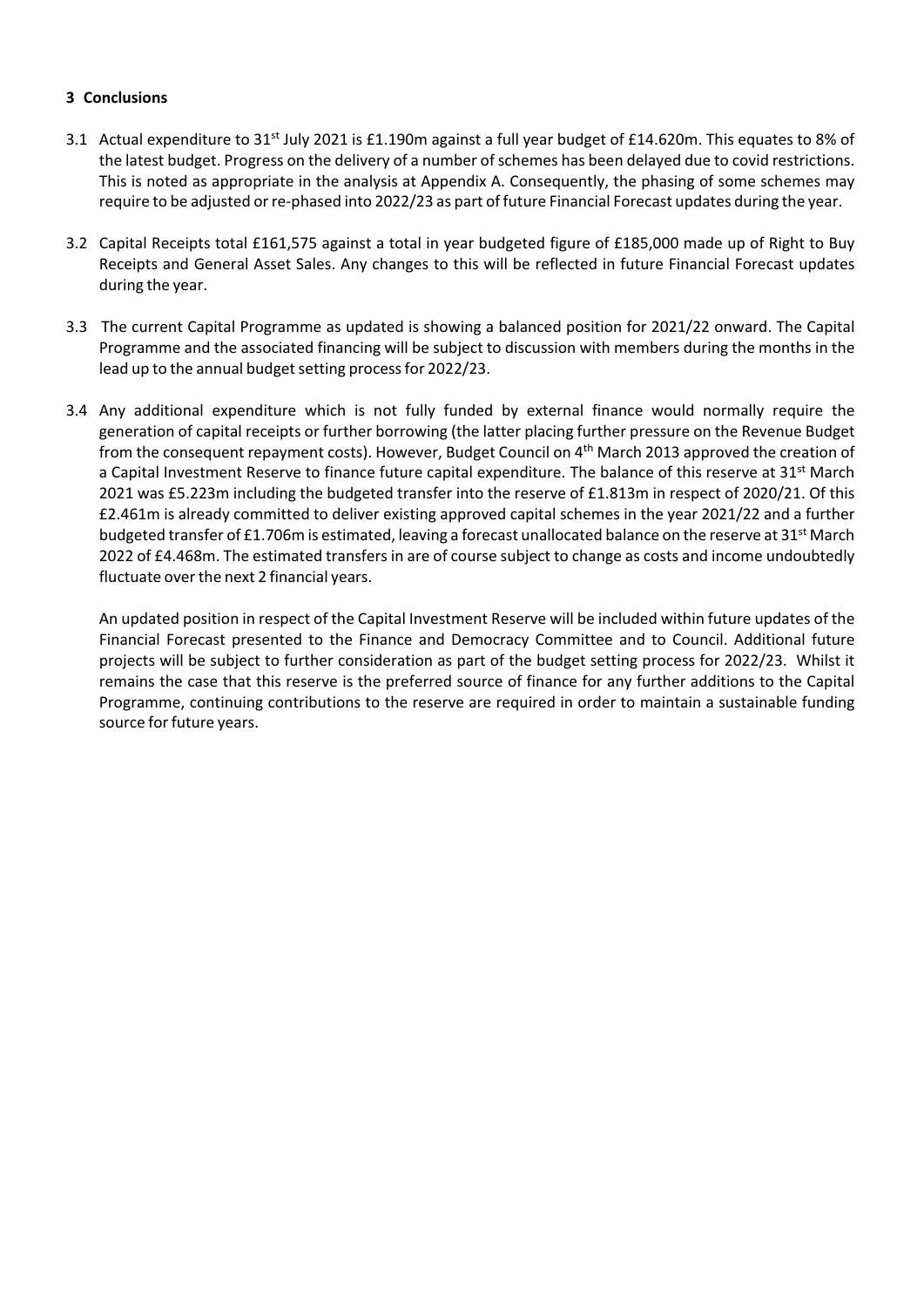**3 Conclusions**

3.1 Actual expenditure to 31st July 2021 is £1.190m against a full year budget of £14.620m. This equates to 8% of the latest budget. Progress on the delivery of a number of schemes has been delayed due to covid restrictions. This is noted as appropriate in the analysis at Appendix A. Consequently, the phasing of some schemes may require to be adjusted or re-phased into 2022/23 as part of future Financial Forecast updates during the year.

3.2 Capital Receipts total £161,575 against a total in year budgeted figure of £185,000 made up of Right to Buy Receipts and General Asset Sales. Any changes to this will be reflected in future Financial Forecast updates during the year.

3.3 The current Capital Programme as updated is showing a balanced position for 2021/22 onward. The Capital Programme and the associated financing will be subject to discussion with members during the months in the lead up to the annual budget setting process for 2022/23.

3.4 Any additional expenditure which is not fully funded by external finance would normally require the generation of capital receipts or further borrowing (the latter placing further pressure on the Revenue Budget from the consequent repayment costs). However, Budget Council on 4th March 2013 approved the creation of a Capital Investment Reserve to finance future capital expenditure. The balance of this reserve at 31st March 2021 was £5.223m including the budgeted transfer into the reserve of £1.813m in respect of 2020/21. Of this £2.461m is already committed to deliver existing approved capital schemes in the year 2021/22 and a further budgeted transfer of £1.706m is estimated, leaving a forecast unallocated balance on the reserve at 31st March 2022 of £4.468m. The estimated transfers in are of course subject to change as costs and income undoubtedly fluctuate over the next 2 financial years.

An updated position in respect of the Capital Investment Reserve will be included within future updates of the Financial Forecast presented to the Finance and Democracy Committee and to Council. Additional future projects will be subject to further consideration as part of the budget setting process for 2022/23. Whilst it remains the case that this reserve is the preferred source of finance for any further additions to the Capital Programme, continuing contributions to the reserve are required in order to maintain a sustainable funding source for future years.